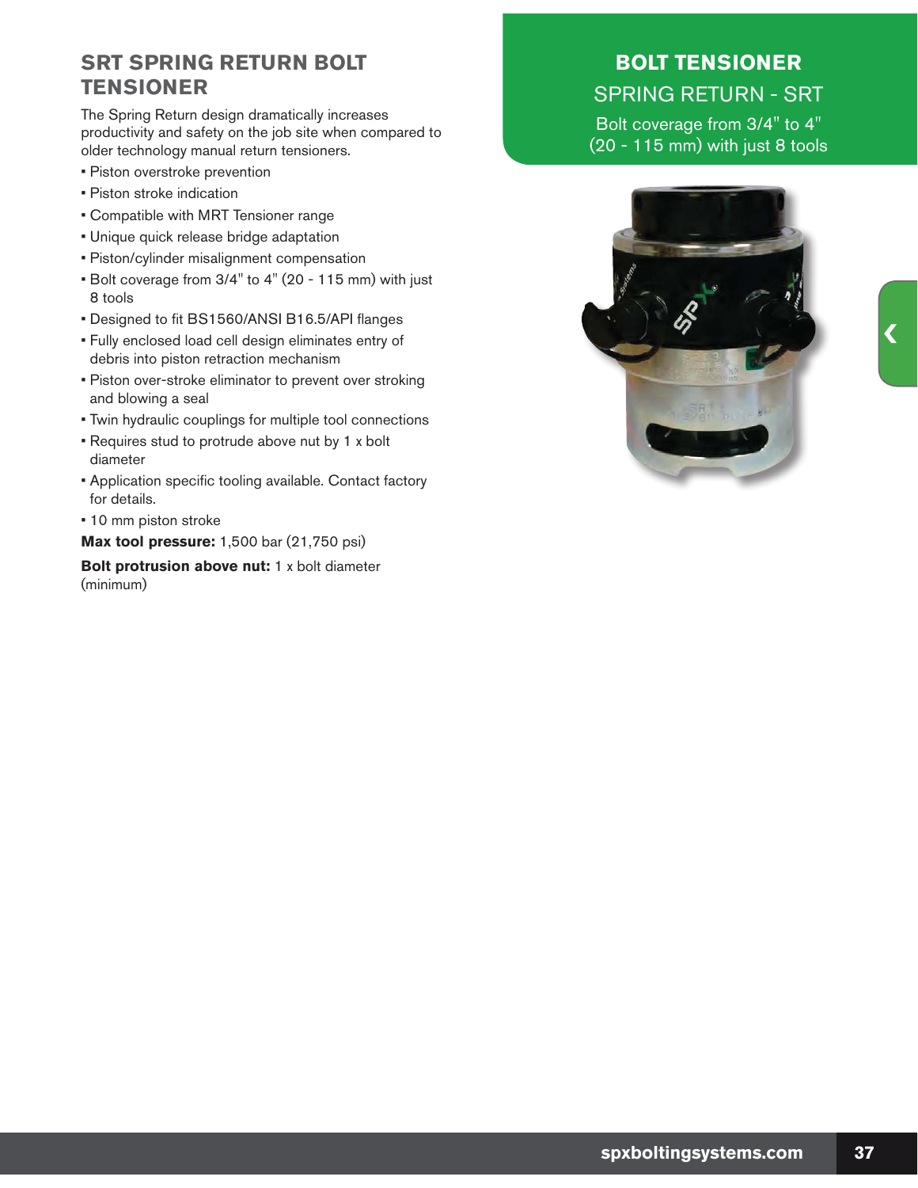## BOLT TENSIONER

SPRING RETURN - SRT

Bolt coverage from 3/4" to 4" (20 - 115 mm) with just 8 tools

## SRT SPRING RETURN BOLT TENSIONER

The Spring Return design dramatically increases productivity and safety on the job site when compared to older technology manual return tensioners.

- Piston overstroke prevention
- Piston stroke indication
- Compatible with MRT Tensioner range
- Unique quick release bridge adaptation
- Piston/cylinder misalignment compensation
- Bolt coverage from 3/4" to 4" (20 - 115 mm) with just 8 tools
- Designed to fit BS1560/ANSI B16.5/API flanges
- Fully enclosed load cell design eliminates entry of debris into piston retraction mechanism
- Piston over-stroke eliminator to prevent over stroking and blowing a seal
- Twin hydraulic couplings for multiple tool connections
- Requires stud to protrude above nut by 1 x bolt diameter
- Application specific tooling available. Contact factory for details.
- 10 mm piston stroke

**Max tool pressure:** 1,500 bar (21,750 psi)

**Bolt protrusion above nut:** 1 x bolt diameter (minimum)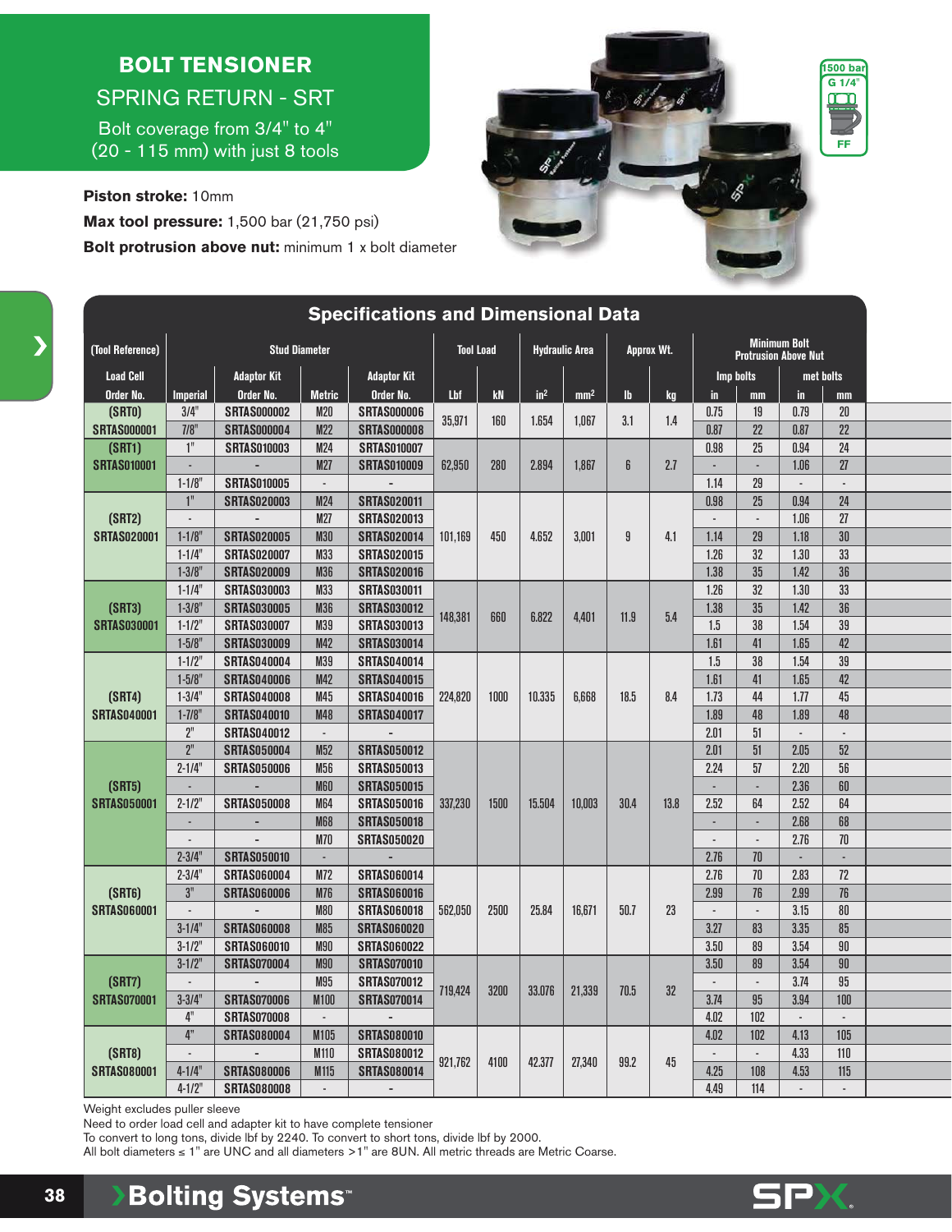# BOLT TENSIONER

## SPRING RETURN - SRT

Bolt coverage from 3/4" to 4" (20 - 115 mm) with just 8 tools

**Piston stroke:** 10mm

**Max tool pressure:** 1,500 bar (21,750 psi)

**Bolt protrusion above nut:** minimum 1 x bolt diameter

1500 bar
G 1/4"
FF

## Specifications and Dimensional Data

| (Tool Reference) | Stud Diameter | | | | Tool Load | | Hydraulic Area | | Approx Wt. | | Minimum Bolt Protrusion Above Nut | | | |
|---|---|---|---|---|---|---|---|---|---|---|---|---|---|---|
| Load Cell | | Adaptor Kit | | Adaptor Kit | | | | | | | Imp bolts | | met bolts | |
| Order No. | Imperial | Order No. | Metric | Order No. | Lbf | kN | in² | mm² | lb | kg | in | mm | in | mm |
| (SRT0) SRTAS000001 | 3/4" | SRTAS000002 | M20 | SRTAS000006 | 35,971 | 160 | 1.654 | 1,067 | 3.1 | 1.4 | 0.75 | 19 | 0.79 | 20 |
| | 7/8" | SRTAS000004 | M22 | SRTAS000008 | | | | | | | 0.87 | 22 | 0.87 | 22 |
| (SRT1) SRTAS010001 | 1" | SRTAS010003 | M24 | SRTAS010007 | 62,950 | 280 | 2.894 | 1,867 | 6 | 2.7 | 0.98 | 25 | 0.94 | 24 |
| | - | - | M27 | SRTAS010009 | | | | | | | - | - | 1.06 | 27 |
| | 1-1/8" | SRTAS010005 | - | - | | | | | | | 1.14 | 29 | - | - |
| (SRT2) SRTAS020001 | 1" | SRTAS020003 | M24 | SRTAS020011 | 101,169 | 450 | 4.652 | 3,001 | 9 | 4.1 | 0.98 | 25 | 0.94 | 24 |
| | - | - | M27 | SRTAS020013 | | | | | | | - | - | 1.06 | 27 |
| | 1-1/8" | SRTAS020005 | M30 | SRTAS020014 | | | | | | | 1.14 | 29 | 1.18 | 30 |
| | 1-1/4" | SRTAS020007 | M33 | SRTAS020015 | | | | | | | 1.26 | 32 | 1.30 | 33 |
| | 1-3/8" | SRTAS020009 | M36 | SRTAS020016 | | | | | | | 1.38 | 35 | 1.42 | 36 |
| (SRT3) SRTAS030001 | 1-1/4" | SRTAS030003 | M33 | SRTAS030011 | 148,381 | 660 | 6.822 | 4,401 | 11.9 | 5.4 | 1.26 | 32 | 1.30 | 33 |
| | 1-3/8" | SRTAS030005 | M36 | SRTAS030012 | | | | | | | 1.38 | 35 | 1.42 | 36 |
| | 1-1/2" | SRTAS030007 | M39 | SRTAS030013 | | | | | | | 1.5 | 38 | 1.54 | 39 |
| | 1-5/8" | SRTAS030009 | M42 | SRTAS030014 | | | | | | | 1.61 | 41 | 1.65 | 42 |
| (SRT4) SRTAS040001 | 1-1/2" | SRTAS040004 | M39 | SRTAS040014 | 224,820 | 1000 | 10.335 | 6,668 | 18.5 | 8.4 | 1.5 | 38 | 1.54 | 39 |
| | 1-5/8" | SRTAS040006 | M42 | SRTAS040015 | | | | | | | 1.61 | 41 | 1.65 | 42 |
| | 1-3/4" | SRTAS040008 | M45 | SRTAS040016 | | | | | | | 1.73 | 44 | 1.77 | 45 |
| | 1-7/8" | SRTAS040010 | M48 | SRTAS040017 | | | | | | | 1.89 | 48 | 1.89 | 48 |
| | 2" | SRTAS040012 | - | - | | | | | | | 2.01 | 51 | - | - |
| (SRT5) SRTAS050001 | 2" | SRTAS050004 | M52 | SRTAS050012 | 337,230 | 1500 | 15.504 | 10,003 | 30.4 | 13.8 | 2.01 | 51 | 2.05 | 52 |
| | 2-1/4" | SRTAS050006 | M56 | SRTAS050013 | | | | | | | 2.24 | 57 | 2.20 | 56 |
| | - | - | M60 | SRTAS050015 | | | | | | | - | - | 2.36 | 60 |
| | 2-1/2" | SRTAS050008 | M64 | SRTAS050016 | | | | | | | 2.52 | 64 | 2.52 | 64 |
| | - | - | M68 | SRTAS050018 | | | | | | | - | - | 2.68 | 68 |
| | - | - | M70 | SRTAS050020 | | | | | | | - | - | 2.76 | 70 |
| | 2-3/4" | SRTAS050010 | - | - | | | | | | | 2.76 | 70 | - | - |
| (SRT6) SRTAS060001 | 2-3/4" | SRTAS060004 | M72 | SRTAS060014 | 562,050 | 2500 | 25.84 | 16,671 | 50.7 | 23 | 2.76 | 70 | 2.83 | 72 |
| | 3" | SRTAS060006 | M76 | SRTAS060016 | | | | | | | 2.99 | 76 | 2.99 | 76 |
| | - | - | M80 | SRTAS060018 | | | | | | | - | - | 3.15 | 80 |
| | 3-1/4" | SRTAS060008 | M85 | SRTAS060020 | | | | | | | 3.27 | 83 | 3.35 | 85 |
| | 3-1/2" | SRTAS060010 | M90 | SRTAS060022 | | | | | | | 3.50 | 89 | 3.54 | 90 |
| (SRT7) SRTAS070001 | 3-1/2" | SRTAS070004 | M90 | SRTAS070010 | 719,424 | 3200 | 33.076 | 21,339 | 70.5 | 32 | 3.50 | 89 | 3.54 | 90 |
| | - | - | M95 | SRTAS070012 | | | | | | | - | - | 3.74 | 95 |
| | 3-3/4" | SRTAS070006 | M100 | SRTAS070014 | | | | | | | 3.74 | 95 | 3.94 | 100 |
| | 4" | SRTAS070008 | - | - | | | | | | | 4.02 | 102 | - | - |
| (SRT8) SRTAS080001 | 4" | SRTAS080004 | M105 | SRTAS080010 | 921,762 | 4100 | 42.377 | 27,340 | 99.2 | 45 | 4.02 | 102 | 4.13 | 105 |
| | - | - | M110 | SRTAS080012 | | | | | | | - | - | 4.33 | 110 |
| | 4-1/4" | SRTAS080006 | M115 | SRTAS080014 | | | | | | | 4.25 | 108 | 4.53 | 115 |
| | 4-1/2" | SRTAS080008 | - | - | | | | | | | 4.49 | 114 | - | - |

Weight excludes puller sleeve

Need to order load cell and adapter kit to have complete tensioner

To convert to long tons, divide lbf by 2240. To convert to short tons, divide lbf by 2000.

All bolt diameters ≤ 1" are UNC and all diameters >1" are 8UN. All metric threads are Metric Coarse.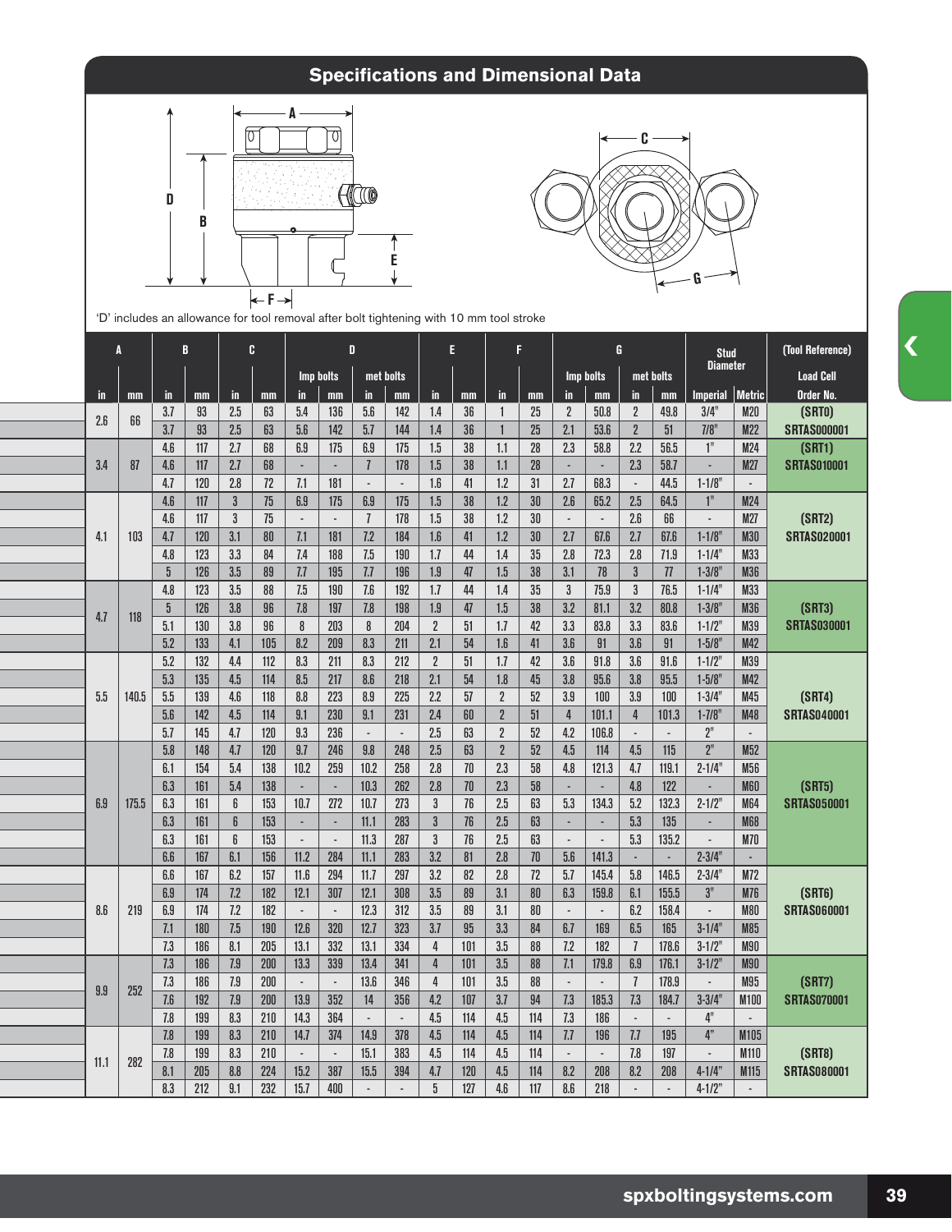## Specifications and Dimensional Data

A

D

B

E

F

C

G

'D' includes an allowance for tool removal after bolt tightening with 10 mm tool stroke

| A | | B | | C | | D | | | | E | | F | | G | | | | Stud Diameter | | (Tool Reference) |
|---|---|---|---|---|---|---|---|---|---|---|---|---|---|---|---|---|---|---|---|---|
| | | | | | | Imp bolts | | met bolts | | | | | | Imp bolts | | met bolts | | | | Load Cell |
| in | mm | in | mm | in | mm | in | mm | in | mm | in | mm | in | mm | in | mm | in | mm | Imperial | Metric | Order No. |
| 2.6 | 66 | 3.7 | 93 | 2.5 | 63 | 5.4 | 136 | 5.6 | 142 | 1.4 | 36 | 1 | 25 | 2 | 50.8 | 2 | 49.8 | 3/4" | M20 | (SRT0) |
| | | 3.7 | 93 | 2.5 | 63 | 5.6 | 142 | 5.7 | 144 | 1.4 | 36 | 1 | 25 | 2.1 | 53.6 | 2 | 51 | 7/8" | M22 | SRTAS000001 |
| 3.4 | 87 | 4.6 | 117 | 2.7 | 68 | 6.9 | 175 | 6.9 | 175 | 1.5 | 38 | 1.1 | 28 | 2.3 | 58.8 | 2.2 | 56.5 | 1" | M24 | (SRT1) |
| | | 4.6 | 117 | 2.7 | 68 | - | - | 7 | 178 | 1.5 | 38 | 1.1 | 28 | - | - | 2.3 | 58.7 | - | M27 | SRTAS010001 |
| | | 4.7 | 120 | 2.8 | 72 | 7.1 | 181 | - | - | 1.6 | 41 | 1.2 | 31 | 2.7 | 68.3 | - | 44.5 | 1-1/8" | - | |
| 4.1 | 103 | 4.6 | 117 | 3 | 75 | 6.9 | 175 | 6.9 | 175 | 1.5 | 38 | 1.2 | 30 | 2.6 | 65.2 | 2.5 | 64.5 | 1" | M24 | (SRT2) |
| | | 4.6 | 117 | 3 | 75 | - | - | 7 | 178 | 1.5 | 38 | 1.2 | 30 | - | - | 2.6 | 66 | - | M27 | SRTAS020001 |
| | | 4.7 | 120 | 3.1 | 80 | 7.1 | 181 | 7.2 | 184 | 1.6 | 41 | 1.2 | 30 | 2.7 | 67.6 | 2.7 | 67.6 | 1-1/8" | M30 | |
| | | 4.8 | 123 | 3.3 | 84 | 7.4 | 188 | 7.5 | 190 | 1.7 | 44 | 1.4 | 35 | 2.8 | 72.3 | 2.8 | 71.9 | 1-1/4" | M33 | |
| | | 5 | 126 | 3.5 | 89 | 7.7 | 195 | 7.7 | 196 | 1.9 | 47 | 1.5 | 38 | 3.1 | 78 | 3 | 77 | 1-3/8" | M36 | |
| 4.7 | 118 | 4.8 | 123 | 3.5 | 88 | 7.5 | 190 | 7.6 | 192 | 1.7 | 44 | 1.4 | 35 | 3 | 75.9 | 3 | 76.5 | 1-1/4" | M33 | (SRT3) |
| | | 5 | 126 | 3.8 | 96 | 7.8 | 197 | 7.8 | 198 | 1.9 | 47 | 1.5 | 38 | 3.2 | 81.1 | 3.2 | 80.8 | 1-3/8" | M36 | SRTAS030001 |
| | | 5.1 | 130 | 3.8 | 96 | 8 | 203 | 8 | 204 | 2 | 51 | 1.7 | 42 | 3.3 | 83.8 | 3.3 | 83.6 | 1-1/2" | M39 | |
| | | 5.2 | 133 | 4.1 | 105 | 8.2 | 209 | 8.3 | 211 | 2.1 | 54 | 1.6 | 41 | 3.6 | 91 | 3.6 | 91 | 1-5/8" | M42 | |
| 5.5 | 140.5 | 5.2 | 132 | 4.4 | 112 | 8.3 | 211 | 8.3 | 212 | 2 | 51 | 1.7 | 42 | 3.6 | 91.8 | 3.6 | 91.6 | 1-1/2" | M39 | (SRT4) |
| | | 5.3 | 135 | 4.5 | 114 | 8.5 | 217 | 8.6 | 218 | 2.1 | 54 | 1.8 | 45 | 3.8 | 95.6 | 3.8 | 95.5 | 1-5/8" | M42 | SRTAS040001 |
| | | 5.5 | 139 | 4.6 | 118 | 8.8 | 223 | 8.9 | 225 | 2.2 | 57 | 2 | 52 | 3.9 | 100 | 3.9 | 100 | 1-3/4" | M45 | |
| | | 5.6 | 142 | 4.5 | 114 | 9.1 | 230 | 9.1 | 231 | 2.4 | 60 | 2 | 51 | 4 | 101.1 | 4 | 101.3 | 1-7/8" | M48 | |
| | | 5.7 | 145 | 4.7 | 120 | 9.3 | 236 | - | - | 2.5 | 63 | 2 | 52 | 4.2 | 106.8 | - | - | 2" | - | |
| 6.9 | 175.5 | 5.8 | 148 | 4.7 | 120 | 9.7 | 246 | 9.8 | 248 | 2.5 | 63 | 2 | 52 | 4.5 | 114 | 4.5 | 115 | 2" | M52 | (SRT5) |
| | | 6.1 | 154 | 5.4 | 138 | 10.2 | 259 | 10.2 | 258 | 2.8 | 70 | 2.3 | 58 | 4.8 | 121.3 | 4.7 | 119.1 | 2-1/4" | M56 | SRTAS050001 |
| | | 6.3 | 161 | 5.4 | 138 | - | - | 10.3 | 262 | 2.8 | 70 | 2.3 | 58 | - | - | 4.8 | 122 | - | M60 | |
| | | 6.3 | 161 | 6 | 153 | 10.7 | 272 | 10.7 | 273 | 3 | 76 | 2.5 | 63 | 5.3 | 134.3 | 5.2 | 132.3 | 2-1/2" | M64 | |
| | | 6.3 | 161 | 6 | 153 | - | - | 11.1 | 283 | 3 | 76 | 2.5 | 63 | - | - | 5.3 | 135 | - | M68 | |
| | | 6.3 | 161 | 6 | 153 | - | - | 11.3 | 287 | 3 | 76 | 2.5 | 63 | - | - | 5.3 | 135.2 | - | M70 | |
| | | 6.6 | 167 | 6.1 | 156 | 11.2 | 284 | 11.1 | 283 | 3.2 | 81 | 2.8 | 70 | 5.6 | 141.3 | - | - | 2-3/4" | - | |
| 8.6 | 219 | 6.6 | 167 | 6.2 | 157 | 11.6 | 294 | 11.7 | 297 | 3.2 | 82 | 2.8 | 72 | 5.7 | 145.4 | 5.8 | 146.5 | 2-3/4" | M72 | (SRT6) |
| | | 6.9 | 174 | 7.2 | 182 | 12.1 | 307 | 12.1 | 308 | 3.5 | 89 | 3.1 | 80 | 6.3 | 159.8 | 6.1 | 155.5 | 3" | M76 | SRTAS060001 |
| | | 6.9 | 174 | 7.2 | 182 | - | - | 12.3 | 312 | 3.5 | 89 | 3.1 | 80 | - | - | 6.2 | 158.4 | - | M80 | |
| | | 7.1 | 180 | 7.5 | 190 | 12.6 | 320 | 12.7 | 323 | 3.7 | 95 | 3.3 | 84 | 6.7 | 169 | 6.5 | 165 | 3-1/4" | M85 | |
| | | 7.3 | 186 | 8.1 | 205 | 13.1 | 332 | 13.1 | 334 | 4 | 101 | 3.5 | 88 | 7.2 | 182 | 7 | 178.6 | 3-1/2" | M90 | |
| 9.9 | 252 | 7.3 | 186 | 7.9 | 200 | 13.3 | 339 | 13.4 | 341 | 4 | 101 | 3.5 | 88 | 7.1 | 179.8 | 6.9 | 176.1 | 3-1/2" | M90 | (SRT7) |
| | | 7.3 | 186 | 7.9 | 200 | - | - | 13.6 | 346 | 4 | 101 | 3.5 | 88 | - | - | 7 | 178.9 | - | M95 | SRTAS070001 |
| | | 7.6 | 192 | 7.9 | 200 | 13.9 | 352 | 14 | 356 | 4.2 | 107 | 3.7 | 94 | 7.3 | 185.3 | 7.3 | 184.7 | 3-3/4" | M100 | |
| | | 7.8 | 199 | 8.3 | 210 | 14.3 | 364 | - | - | 4.5 | 114 | 4.5 | 114 | 7.3 | 186 | - | - | 4" | - | |
| 11.1 | 282 | 7.8 | 199 | 8.3 | 210 | 14.7 | 374 | 14.9 | 378 | 4.5 | 114 | 4.5 | 114 | 7.7 | 196 | 7.7 | 195 | 4" | M105 | (SRT8) |
| | | 7.8 | 199 | 8.3 | 210 | - | - | 15.1 | 383 | 4.5 | 114 | 4.5 | 114 | - | - | 7.8 | 197 | - | M110 | SRTAS080001 |
| | | 8.1 | 205 | 8.8 | 224 | 15.2 | 387 | 15.5 | 394 | 4.7 | 120 | 4.5 | 114 | 8.2 | 208 | 8.2 | 208 | 4-1/4" | M115 | |
| | | 8.3 | 212 | 9.1 | 232 | 15.7 | 400 | - | - | 5 | 127 | 4.6 | 117 | 8.6 | 218 | - | - | 4-1/2" | - | |

spxboltingsystems.com